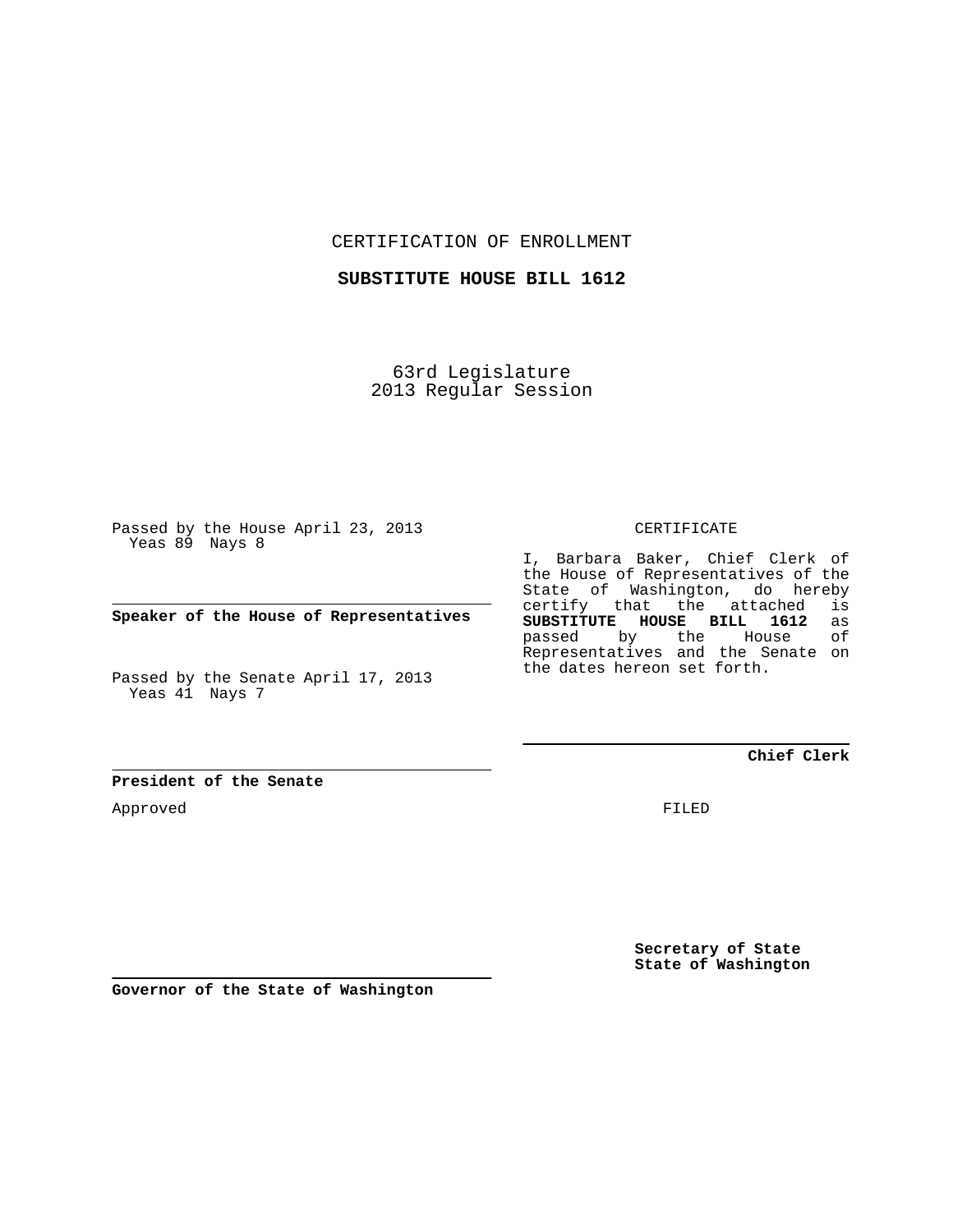CERTIFICATION OF ENROLLMENT

**SUBSTITUTE HOUSE BILL 1612**

63rd Legislature
2013 Regular Session

Passed by the House April 23, 2013
Yeas 89 Nays 8

**Speaker of the House of Representatives**

Passed by the Senate April 17, 2013
Yeas 41 Nays 7

**President of the Senate**

Approved

**Governor of the State of Washington**

CERTIFICATE

I, Barbara Baker, Chief Clerk of the House of Representatives of the State of Washington, do hereby certify that the attached is **SUBSTITUTE HOUSE BILL 1612** as passed by the House of Representatives and the Senate on the dates hereon set forth.

**Chief Clerk**

FILED

**Secretary of State**
**State of Washington**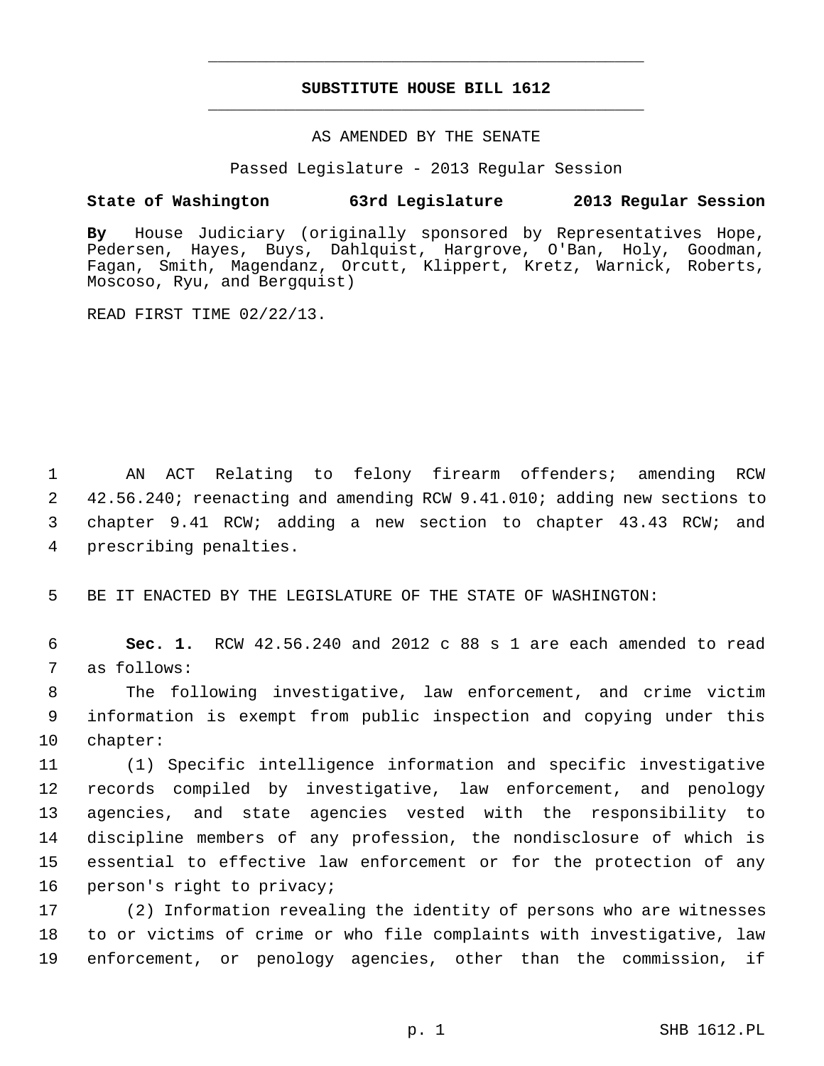# SUBSTITUTE HOUSE BILL 1612

AS AMENDED BY THE SENATE

Passed Legislature - 2013 Regular Session

**State of Washington 63rd Legislature 2013 Regular Session**

**By** House Judiciary (originally sponsored by Representatives Hope, Pedersen, Hayes, Buys, Dahlquist, Hargrove, O'Ban, Holy, Goodman, Fagan, Smith, Magendanz, Orcutt, Klippert, Kretz, Warnick, Roberts, Moscoso, Ryu, and Bergquist)

READ FIRST TIME 02/22/13.

AN ACT Relating to felony firearm offenders; amending RCW 42.56.240; reenacting and amending RCW 9.41.010; adding new sections to chapter 9.41 RCW; adding a new section to chapter 43.43 RCW; and prescribing penalties.

BE IT ENACTED BY THE LEGISLATURE OF THE STATE OF WASHINGTON:

**Sec. 1.** RCW 42.56.240 and 2012 c 88 s 1 are each amended to read as follows:

The following investigative, law enforcement, and crime victim information is exempt from public inspection and copying under this chapter:

(1) Specific intelligence information and specific investigative records compiled by investigative, law enforcement, and penology agencies, and state agencies vested with the responsibility to discipline members of any profession, the nondisclosure of which is essential to effective law enforcement or for the protection of any person's right to privacy;

(2) Information revealing the identity of persons who are witnesses to or victims of crime or who file complaints with investigative, law enforcement, or penology agencies, other than the commission, if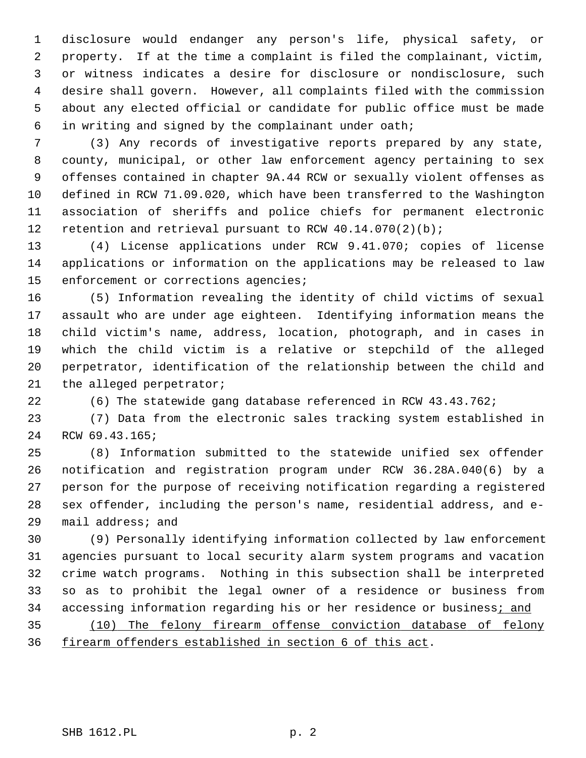disclosure would endanger any person's life, physical safety, or property. If at the time a complaint is filed the complainant, victim, or witness indicates a desire for disclosure or nondisclosure, such desire shall govern. However, all complaints filed with the commission about any elected official or candidate for public office must be made in writing and signed by the complainant under oath;

(3) Any records of investigative reports prepared by any state, county, municipal, or other law enforcement agency pertaining to sex offenses contained in chapter 9A.44 RCW or sexually violent offenses as defined in RCW 71.09.020, which have been transferred to the Washington association of sheriffs and police chiefs for permanent electronic retention and retrieval pursuant to RCW 40.14.070(2)(b);

(4) License applications under RCW 9.41.070; copies of license applications or information on the applications may be released to law enforcement or corrections agencies;

(5) Information revealing the identity of child victims of sexual assault who are under age eighteen. Identifying information means the child victim's name, address, location, photograph, and in cases in which the child victim is a relative or stepchild of the alleged perpetrator, identification of the relationship between the child and the alleged perpetrator;

(6) The statewide gang database referenced in RCW 43.43.762;

(7) Data from the electronic sales tracking system established in RCW 69.43.165;

(8) Information submitted to the statewide unified sex offender notification and registration program under RCW 36.28A.040(6) by a person for the purpose of receiving notification regarding a registered sex offender, including the person's name, residential address, and e-mail address; and

(9) Personally identifying information collected by law enforcement agencies pursuant to local security alarm system programs and vacation crime watch programs. Nothing in this subsection shall be interpreted so as to prohibit the legal owner of a residence or business from accessing information regarding his or her residence or business<u>; and</u>

<u>(10) The felony firearm offense conviction database of felony firearm offenders established in section 6 of this act</u>.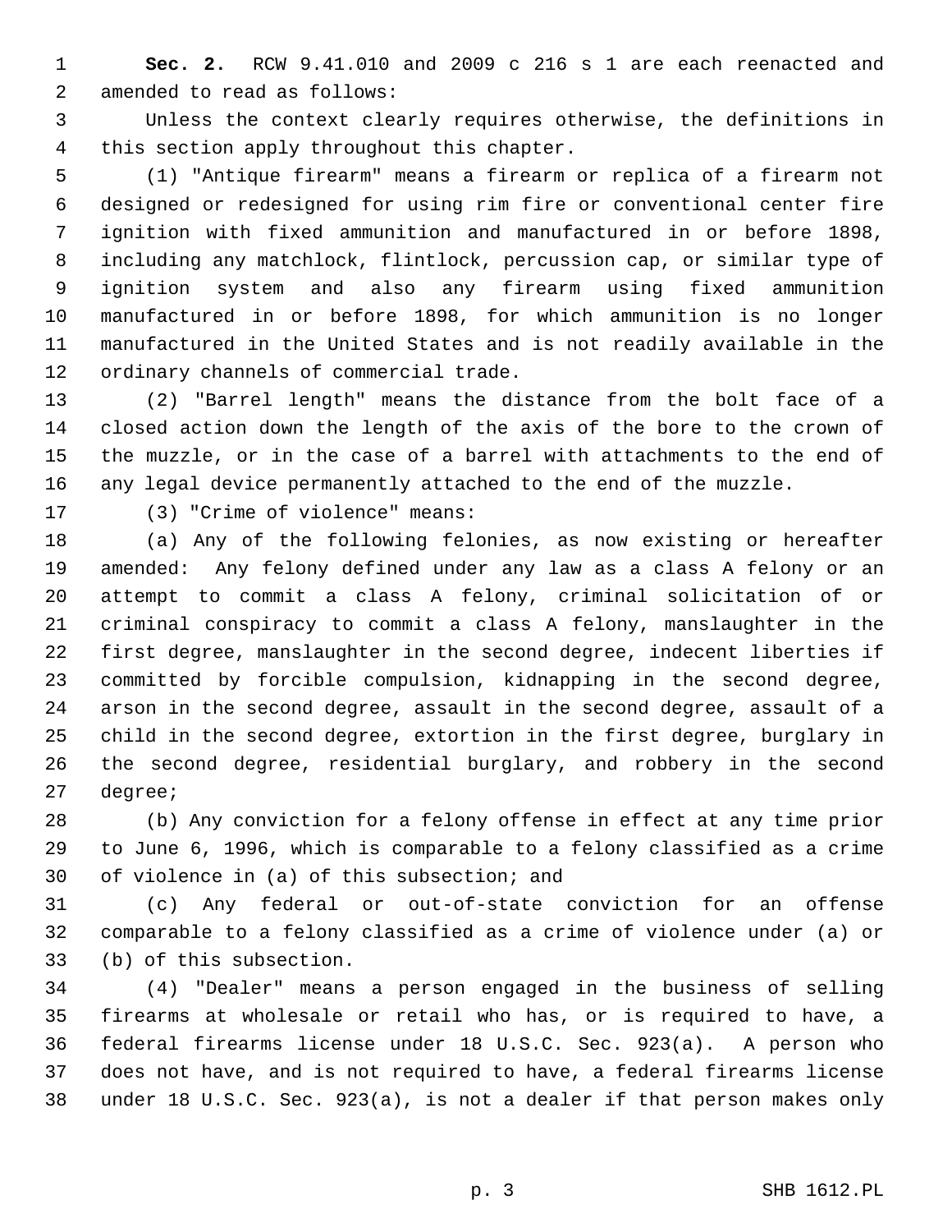**Sec. 2.** RCW 9.41.010 and 2009 c 216 s 1 are each reenacted and amended to read as follows:

Unless the context clearly requires otherwise, the definitions in this section apply throughout this chapter.

(1) "Antique firearm" means a firearm or replica of a firearm not designed or redesigned for using rim fire or conventional center fire ignition with fixed ammunition and manufactured in or before 1898, including any matchlock, flintlock, percussion cap, or similar type of ignition system and also any firearm using fixed ammunition manufactured in or before 1898, for which ammunition is no longer manufactured in the United States and is not readily available in the ordinary channels of commercial trade.

(2) "Barrel length" means the distance from the bolt face of a closed action down the length of the axis of the bore to the crown of the muzzle, or in the case of a barrel with attachments to the end of any legal device permanently attached to the end of the muzzle.

(3) "Crime of violence" means:

(a) Any of the following felonies, as now existing or hereafter amended: Any felony defined under any law as a class A felony or an attempt to commit a class A felony, criminal solicitation of or criminal conspiracy to commit a class A felony, manslaughter in the first degree, manslaughter in the second degree, indecent liberties if committed by forcible compulsion, kidnapping in the second degree, arson in the second degree, assault in the second degree, assault of a child in the second degree, extortion in the first degree, burglary in the second degree, residential burglary, and robbery in the second degree;

(b) Any conviction for a felony offense in effect at any time prior to June 6, 1996, which is comparable to a felony classified as a crime of violence in (a) of this subsection; and

(c) Any federal or out-of-state conviction for an offense comparable to a felony classified as a crime of violence under (a) or (b) of this subsection.

(4) "Dealer" means a person engaged in the business of selling firearms at wholesale or retail who has, or is required to have, a federal firearms license under 18 U.S.C. Sec. 923(a). A person who does not have, and is not required to have, a federal firearms license under 18 U.S.C. Sec. 923(a), is not a dealer if that person makes only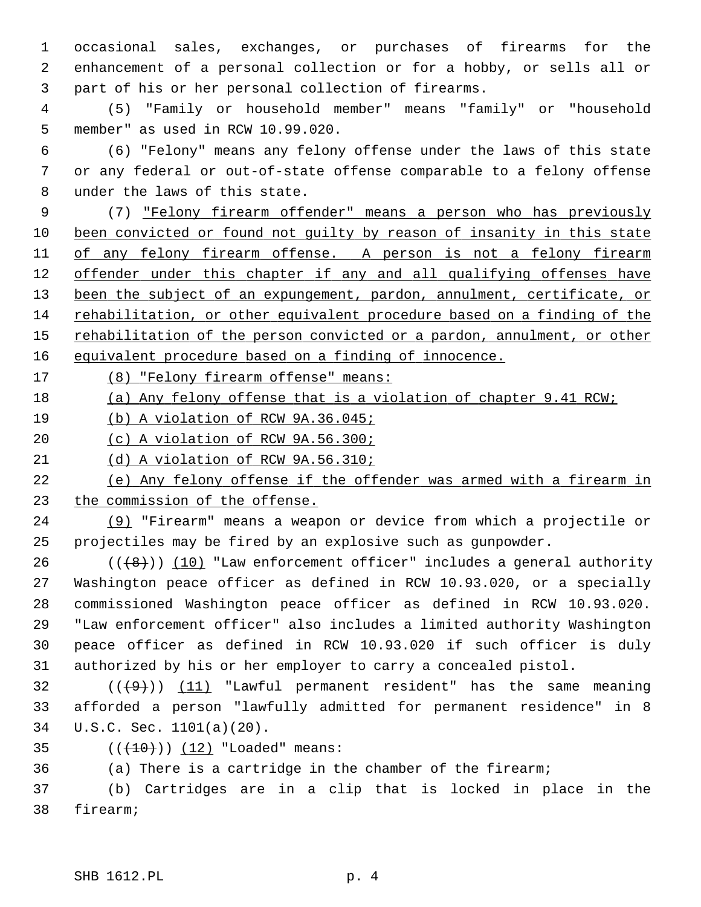occasional sales, exchanges, or purchases of firearms for the enhancement of a personal collection or for a hobby, or sells all or part of his or her personal collection of firearms.

(5) "Family or household member" means "family" or "household member" as used in RCW 10.99.020.

(6) "Felony" means any felony offense under the laws of this state or any federal or out-of-state offense comparable to a felony offense under the laws of this state.

(7) "Felony firearm offender" means a person who has previously been convicted or found not guilty by reason of insanity in this state of any felony firearm offense. A person is not a felony firearm offender under this chapter if any and all qualifying offenses have been the subject of an expungement, pardon, annulment, certificate, or rehabilitation, or other equivalent procedure based on a finding of the rehabilitation of the person convicted or a pardon, annulment, or other equivalent procedure based on a finding of innocence.

(8) "Felony firearm offense" means:

(a) Any felony offense that is a violation of chapter 9.41 RCW;

(b) A violation of RCW 9A.36.045;

(c) A violation of RCW 9A.56.300;

(d) A violation of RCW 9A.56.310;

(e) Any felony offense if the offender was armed with a firearm in the commission of the offense.

(9) "Firearm" means a weapon or device from which a projectile or projectiles may be fired by an explosive such as gunpowder.

(((8))) (10) "Law enforcement officer" includes a general authority Washington peace officer as defined in RCW 10.93.020, or a specially commissioned Washington peace officer as defined in RCW 10.93.020. "Law enforcement officer" also includes a limited authority Washington peace officer as defined in RCW 10.93.020 if such officer is duly authorized by his or her employer to carry a concealed pistol.

(((9))) (11) "Lawful permanent resident" has the same meaning afforded a person "lawfully admitted for permanent residence" in 8 U.S.C. Sec. 1101(a)(20).

(((10))) (12) "Loaded" means:

(a) There is a cartridge in the chamber of the firearm;

(b) Cartridges are in a clip that is locked in place in the firearm;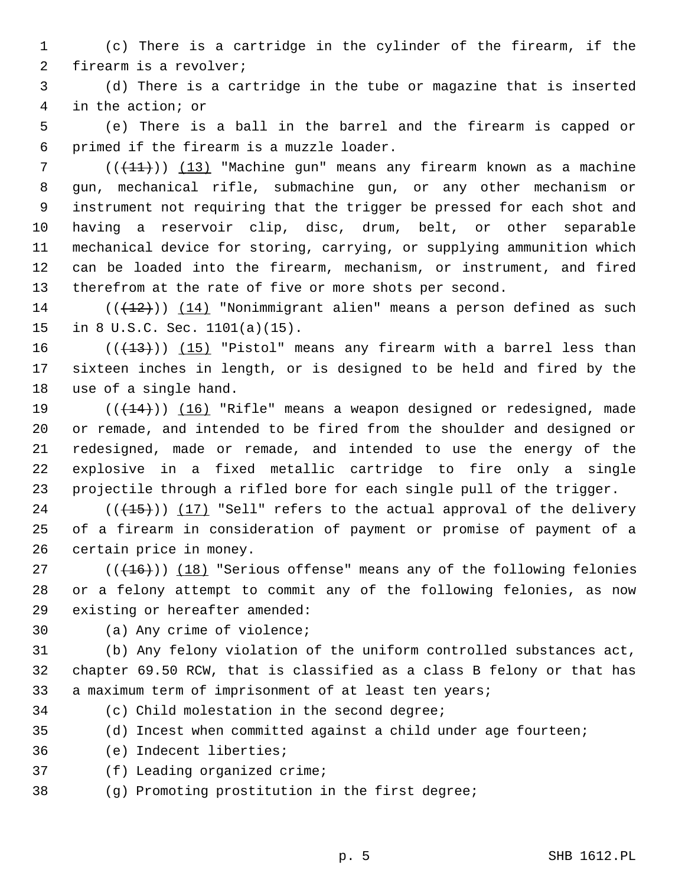(c) There is a cartridge in the cylinder of the firearm, if the firearm is a revolver;

(d) There is a cartridge in the tube or magazine that is inserted in the action; or

(e) There is a ball in the barrel and the firearm is capped or primed if the firearm is a muzzle loader.

(( ~~(11)~~ )) (13) "Machine gun" means any firearm known as a machine gun, mechanical rifle, submachine gun, or any other mechanism or instrument not requiring that the trigger be pressed for each shot and having a reservoir clip, disc, drum, belt, or other separable mechanical device for storing, carrying, or supplying ammunition which can be loaded into the firearm, mechanism, or instrument, and fired therefrom at the rate of five or more shots per second.

(( ~~(12)~~ )) (14) "Nonimmigrant alien" means a person defined as such in 8 U.S.C. Sec. 1101(a)(15).

(( ~~(13)~~ )) (15) "Pistol" means any firearm with a barrel less than sixteen inches in length, or is designed to be held and fired by the use of a single hand.

(( ~~(14)~~ )) (16) "Rifle" means a weapon designed or redesigned, made or remade, and intended to be fired from the shoulder and designed or redesigned, made or remade, and intended to use the energy of the explosive in a fixed metallic cartridge to fire only a single projectile through a rifled bore for each single pull of the trigger.

(( ~~(15)~~ )) (17) "Sell" refers to the actual approval of the delivery of a firearm in consideration of payment or promise of payment of a certain price in money.

(( ~~(16)~~ )) (18) "Serious offense" means any of the following felonies or a felony attempt to commit any of the following felonies, as now existing or hereafter amended:

(a) Any crime of violence;

(b) Any felony violation of the uniform controlled substances act, chapter 69.50 RCW, that is classified as a class B felony or that has a maximum term of imprisonment of at least ten years;

(c) Child molestation in the second degree;

(d) Incest when committed against a child under age fourteen;

(e) Indecent liberties;

(f) Leading organized crime;

(g) Promoting prostitution in the first degree;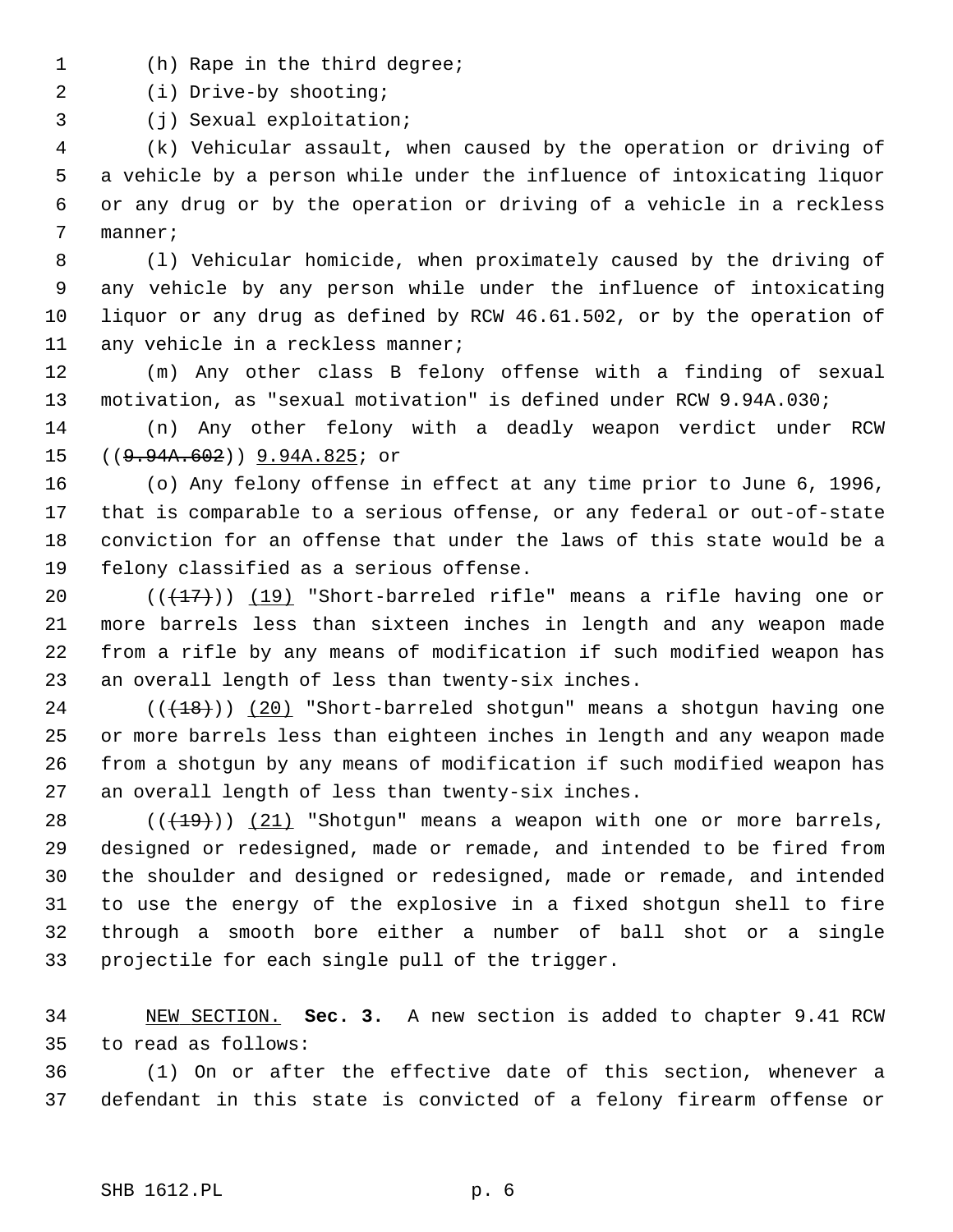(h) Rape in the third degree;

(i) Drive-by shooting;

(j) Sexual exploitation;

(k) Vehicular assault, when caused by the operation or driving of a vehicle by a person while under the influence of intoxicating liquor or any drug or by the operation or driving of a vehicle in a reckless manner;

(l) Vehicular homicide, when proximately caused by the driving of any vehicle by any person while under the influence of intoxicating liquor or any drug as defined by RCW 46.61.502, or by the operation of any vehicle in a reckless manner;

(m) Any other class B felony offense with a finding of sexual motivation, as "sexual motivation" is defined under RCW 9.94A.030;

(n) Any other felony with a deadly weapon verdict under RCW ((~~9.94A.602~~)) 9.94A.825; or

(o) Any felony offense in effect at any time prior to June 6, 1996, that is comparable to a serious offense, or any federal or out-of-state conviction for an offense that under the laws of this state would be a felony classified as a serious offense.

((~~(17)~~)) (19) "Short-barreled rifle" means a rifle having one or more barrels less than sixteen inches in length and any weapon made from a rifle by any means of modification if such modified weapon has an overall length of less than twenty-six inches.

((~~(18)~~)) (20) "Short-barreled shotgun" means a shotgun having one or more barrels less than eighteen inches in length and any weapon made from a shotgun by any means of modification if such modified weapon has an overall length of less than twenty-six inches.

((~~(19)~~)) (21) "Shotgun" means a weapon with one or more barrels, designed or redesigned, made or remade, and intended to be fired from the shoulder and designed or redesigned, made or remade, and intended to use the energy of the explosive in a fixed shotgun shell to fire through a smooth bore either a number of ball shot or a single projectile for each single pull of the trigger.

NEW SECTION. **Sec. 3.** A new section is added to chapter 9.41 RCW to read as follows:

(1) On or after the effective date of this section, whenever a defendant in this state is convicted of a felony firearm offense or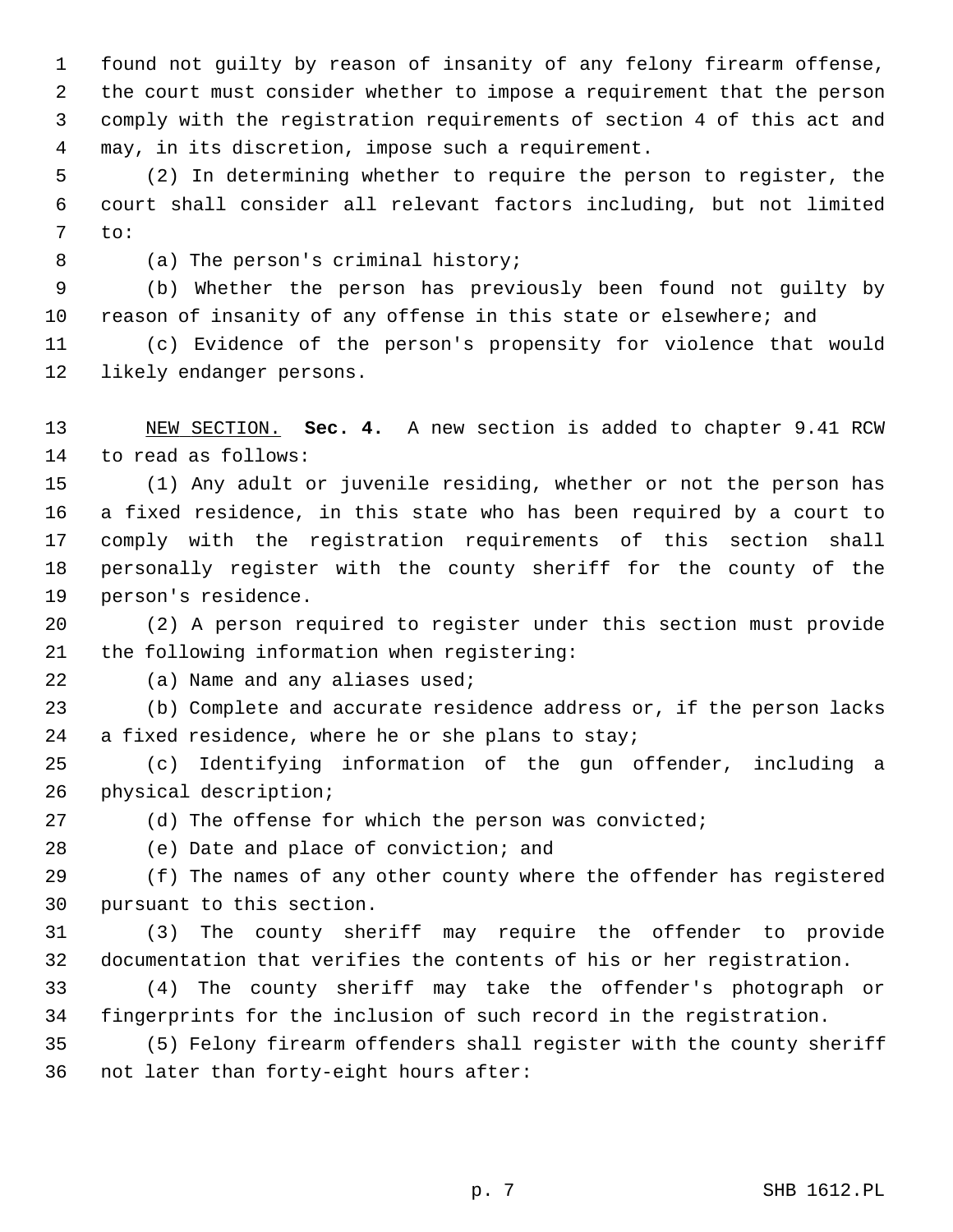found not guilty by reason of insanity of any felony firearm offense, the court must consider whether to impose a requirement that the person comply with the registration requirements of section 4 of this act and may, in its discretion, impose such a requirement.

(2) In determining whether to require the person to register, the court shall consider all relevant factors including, but not limited to:

(a) The person's criminal history;

(b) Whether the person has previously been found not guilty by reason of insanity of any offense in this state or elsewhere; and

(c) Evidence of the person's propensity for violence that would likely endanger persons.

NEW SECTION. **Sec. 4.** A new section is added to chapter 9.41 RCW to read as follows:

(1) Any adult or juvenile residing, whether or not the person has a fixed residence, in this state who has been required by a court to comply with the registration requirements of this section shall personally register with the county sheriff for the county of the person's residence.

(2) A person required to register under this section must provide the following information when registering:

(a) Name and any aliases used;

(b) Complete and accurate residence address or, if the person lacks a fixed residence, where he or she plans to stay;

(c) Identifying information of the gun offender, including a physical description;

(d) The offense for which the person was convicted;

(e) Date and place of conviction; and

(f) The names of any other county where the offender has registered pursuant to this section.

(3) The county sheriff may require the offender to provide documentation that verifies the contents of his or her registration.

(4) The county sheriff may take the offender's photograph or fingerprints for the inclusion of such record in the registration.

(5) Felony firearm offenders shall register with the county sheriff not later than forty-eight hours after: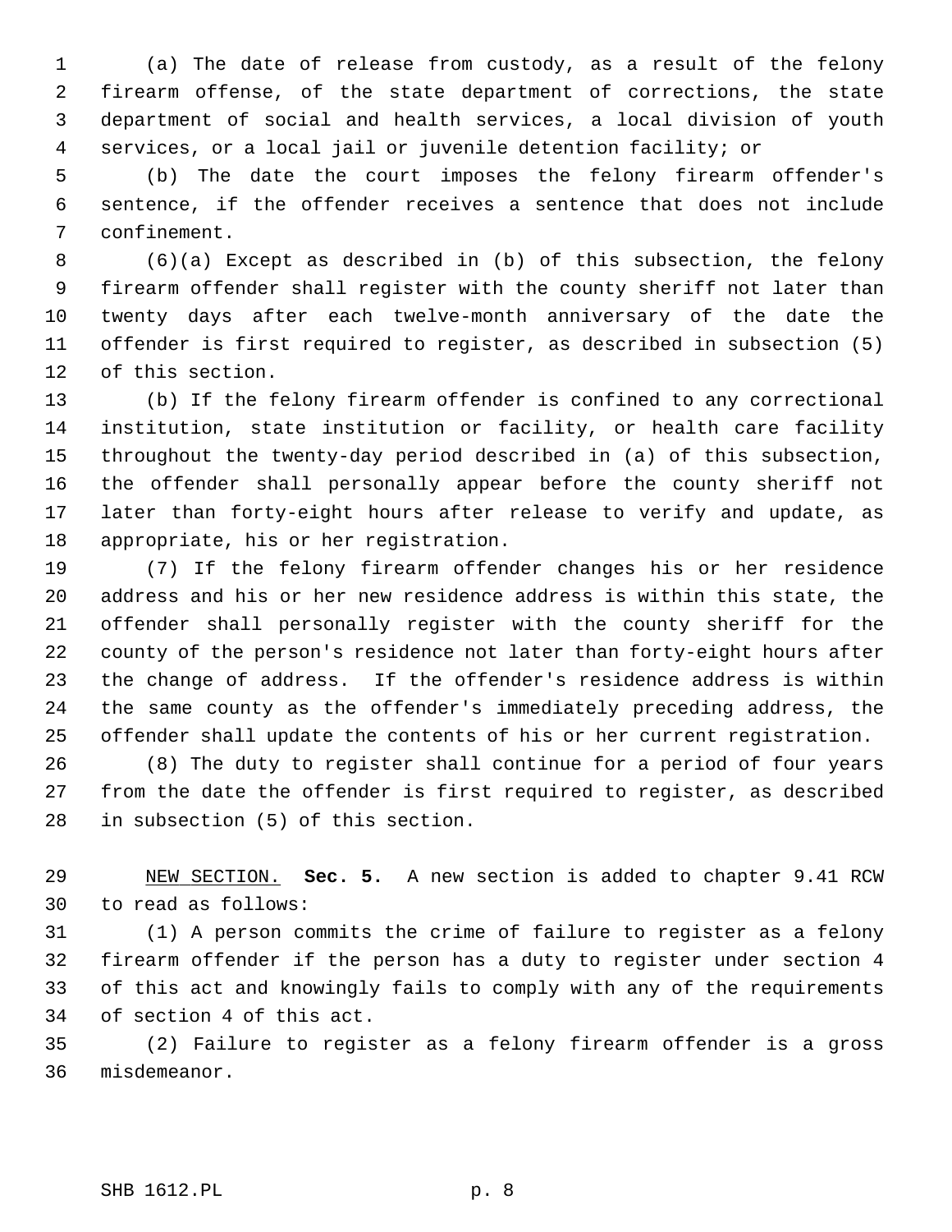(a) The date of release from custody, as a result of the felony firearm offense, of the state department of corrections, the state department of social and health services, a local division of youth services, or a local jail or juvenile detention facility; or

(b) The date the court imposes the felony firearm offender's sentence, if the offender receives a sentence that does not include confinement.

(6)(a) Except as described in (b) of this subsection, the felony firearm offender shall register with the county sheriff not later than twenty days after each twelve-month anniversary of the date the offender is first required to register, as described in subsection (5) of this section.

(b) If the felony firearm offender is confined to any correctional institution, state institution or facility, or health care facility throughout the twenty-day period described in (a) of this subsection, the offender shall personally appear before the county sheriff not later than forty-eight hours after release to verify and update, as appropriate, his or her registration.

(7) If the felony firearm offender changes his or her residence address and his or her new residence address is within this state, the offender shall personally register with the county sheriff for the county of the person's residence not later than forty-eight hours after the change of address. If the offender's residence address is within the same county as the offender's immediately preceding address, the offender shall update the contents of his or her current registration.

(8) The duty to register shall continue for a period of four years from the date the offender is first required to register, as described in subsection (5) of this section.

NEW SECTION. **Sec. 5.** A new section is added to chapter 9.41 RCW to read as follows:

(1) A person commits the crime of failure to register as a felony firearm offender if the person has a duty to register under section 4 of this act and knowingly fails to comply with any of the requirements of section 4 of this act.

(2) Failure to register as a felony firearm offender is a gross misdemeanor.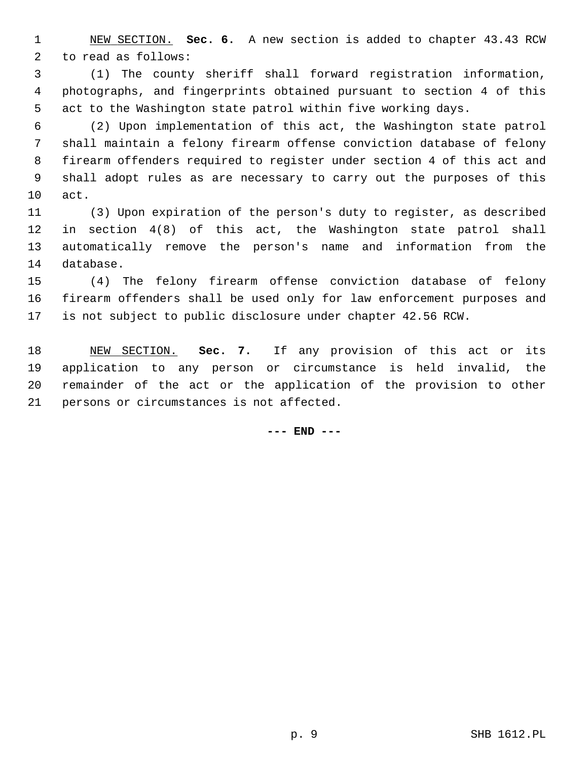NEW SECTION. **Sec. 6.** A new section is added to chapter 43.43 RCW to read as follows:

(1) The county sheriff shall forward registration information, photographs, and fingerprints obtained pursuant to section 4 of this act to the Washington state patrol within five working days.

(2) Upon implementation of this act, the Washington state patrol shall maintain a felony firearm offense conviction database of felony firearm offenders required to register under section 4 of this act and shall adopt rules as are necessary to carry out the purposes of this act.

(3) Upon expiration of the person's duty to register, as described in section 4(8) of this act, the Washington state patrol shall automatically remove the person's name and information from the database.

(4) The felony firearm offense conviction database of felony firearm offenders shall be used only for law enforcement purposes and is not subject to public disclosure under chapter 42.56 RCW.

NEW SECTION. **Sec. 7.** If any provision of this act or its application to any person or circumstance is held invalid, the remainder of the act or the application of the provision to other persons or circumstances is not affected.

**--- END ---**